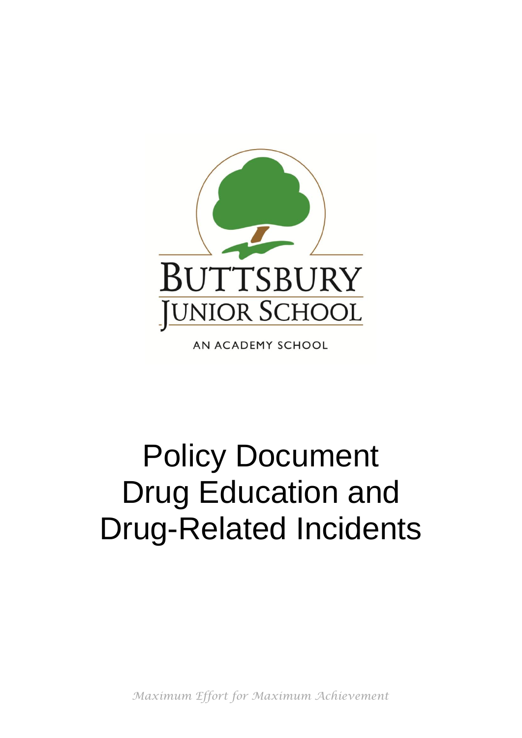BUTTSBURY

JUNIOR SCHOOL

AN ACADEMY SCHOOL

# Policy Document
# Drug Education and Drug-Related Incidents

*Maximum Effort for Maximum Achievement*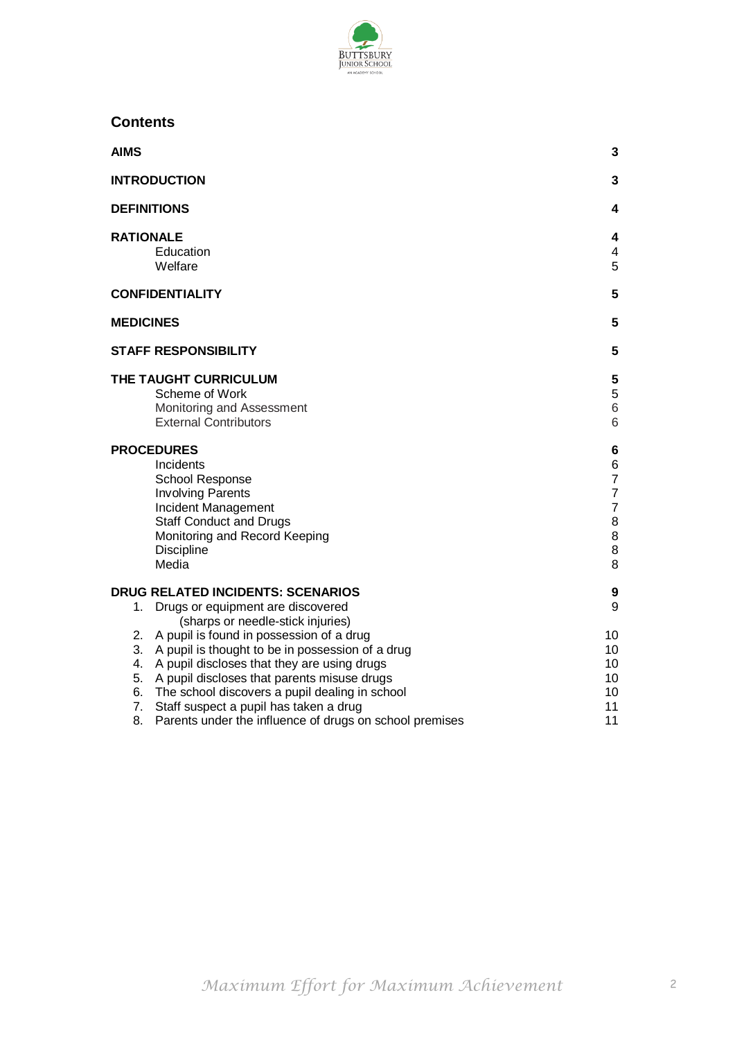## Contents

| | |
|---|---|
| **AIMS** | **3** |
| **INTRODUCTION** | **3** |
| **DEFINITIONS** | **4** |
| **RATIONALE** | **4** |
| Education | 4 |
| Welfare | 5 |
| **CONFIDENTIALITY** | **5** |
| **MEDICINES** | **5** |
| **STAFF RESPONSIBILITY** | **5** |
| **THE TAUGHT CURRICULUM** | **5** |
| Scheme of Work | 5 |
| Monitoring and Assessment | 6 |
| External Contributors | 6 |
| **PROCEDURES** | **6** |
| Incidents | 6 |
| School Response | 7 |
| Involving Parents | 7 |
| Incident Management | 7 |
| Staff Conduct and Drugs | 8 |
| Monitoring and Record Keeping | 8 |
| Discipline | 8 |
| Media | 8 |
| **DRUG RELATED INCIDENTS: SCENARIOS** | **9** |
| 1. Drugs or equipment are discovered (sharps or needle-stick injuries) | 9 |
| 2. A pupil is found in possession of a drug | 10 |
| 3. A pupil is thought to be in possession of a drug | 10 |
| 4. A pupil discloses that they are using drugs | 10 |
| 5. A pupil discloses that parents misuse drugs | 10 |
| 6. The school discovers a pupil dealing in school | 10 |
| 7. Staff suspect a pupil has taken a drug | 11 |
| 8. Parents under the influence of drugs on school premises | 11 |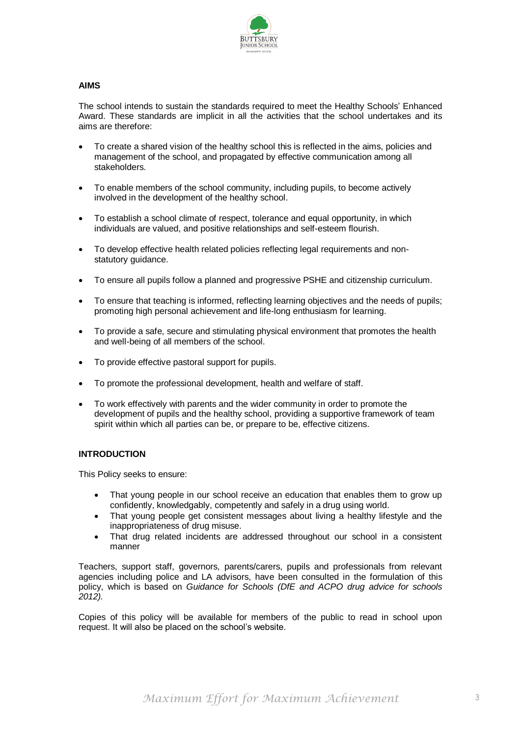## AIMS

The school intends to sustain the standards required to meet the Healthy Schools' Enhanced Award. These standards are implicit in all the activities that the school undertakes and its aims are therefore:

- To create a shared vision of the healthy school this is reflected in the aims, policies and management of the school, and propagated by effective communication among all stakeholders.
- To enable members of the school community, including pupils, to become actively involved in the development of the healthy school.
- To establish a school climate of respect, tolerance and equal opportunity, in which individuals are valued, and positive relationships and self-esteem flourish.
- To develop effective health related policies reflecting legal requirements and non-statutory guidance.
- To ensure all pupils follow a planned and progressive PSHE and citizenship curriculum.
- To ensure that teaching is informed, reflecting learning objectives and the needs of pupils; promoting high personal achievement and life-long enthusiasm for learning.
- To provide a safe, secure and stimulating physical environment that promotes the health and well-being of all members of the school.
- To provide effective pastoral support for pupils.
- To promote the professional development, health and welfare of staff.
- To work effectively with parents and the wider community in order to promote the development of pupils and the healthy school, providing a supportive framework of team spirit within which all parties can be, or prepare to be, effective citizens.

## INTRODUCTION

This Policy seeks to ensure:

- That young people in our school receive an education that enables them to grow up confidently, knowledgably, competently and safely in a drug using world.
- That young people get consistent messages about living a healthy lifestyle and the inappropriateness of drug misuse.
- That drug related incidents are addressed throughout our school in a consistent manner

Teachers, support staff, governors, parents/carers, pupils and professionals from relevant agencies including police and LA advisors, have been consulted in the formulation of this policy, which is based on *Guidance for Schools (DfE and ACPO drug advice for schools 2012).*

Copies of this policy will be available for members of the public to read in school upon request. It will also be placed on the school's website.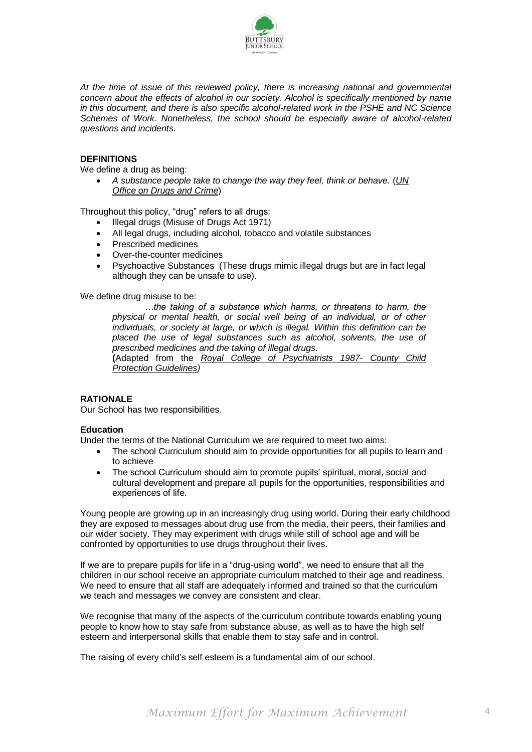*At the time of issue of this reviewed policy, there is increasing national and governmental concern about the effects of alcohol in our society. Alcohol is specifically mentioned by name in this document, and there is also specific alcohol-related work in the PSHE and NC Science Schemes of Work. Nonetheless, the school should be especially aware of alcohol-related questions and incidents.*

## DEFINITIONS

We define a drug as being:

- *A substance people take to change the way they feel, think or behave.* (*UN Office on Drugs and Crime*)

Throughout this policy, "drug" refers to all drugs:

- Illegal drugs (Misuse of Drugs Act 1971)
- All legal drugs, including alcohol, tobacco and volatile substances
- Prescribed medicines
- Over-the-counter medicines
- Psychoactive Substances (These drugs mimic illegal drugs but are in fact legal although they can be unsafe to use).

We define drug misuse to be:

> *…the taking of a substance which harms, or threatens to harm, the physical or mental health, or social well being of an individual, or of other individuals, or society at large, or which is illegal. Within this definition can be placed the use of legal substances such as alcohol, solvents, the use of prescribed medicines and the taking of illegal drugs.*
>
> **(**Adapted from the *Royal College of Psychiatrists 1987- County Child Protection Guidelines)*

## RATIONALE

Our School has two responsibilities.

### Education

Under the terms of the National Curriculum we are required to meet two aims:

- The school Curriculum should aim to provide opportunities for all pupils to learn and to achieve
- The school Curriculum should aim to promote pupils' spiritual, moral, social and cultural development and prepare all pupils for the opportunities, responsibilities and experiences of life.

Young people are growing up in an increasingly drug using world. During their early childhood they are exposed to messages about drug use from the media, their peers, their families and our wider society. They may experiment with drugs while still of school age and will be confronted by opportunities to use drugs throughout their lives.

If we are to prepare pupils for life in a "drug-using world", we need to ensure that all the children in our school receive an appropriate curriculum matched to their age and readiness. We need to ensure that all staff are adequately informed and trained so that the curriculum we teach and messages we convey are consistent and clear.

We recognise that many of the aspects of the curriculum contribute towards enabling young people to know how to stay safe from substance abuse, as well as to have the high self esteem and interpersonal skills that enable them to stay safe and in control.

The raising of every child's self esteem is a fundamental aim of our school.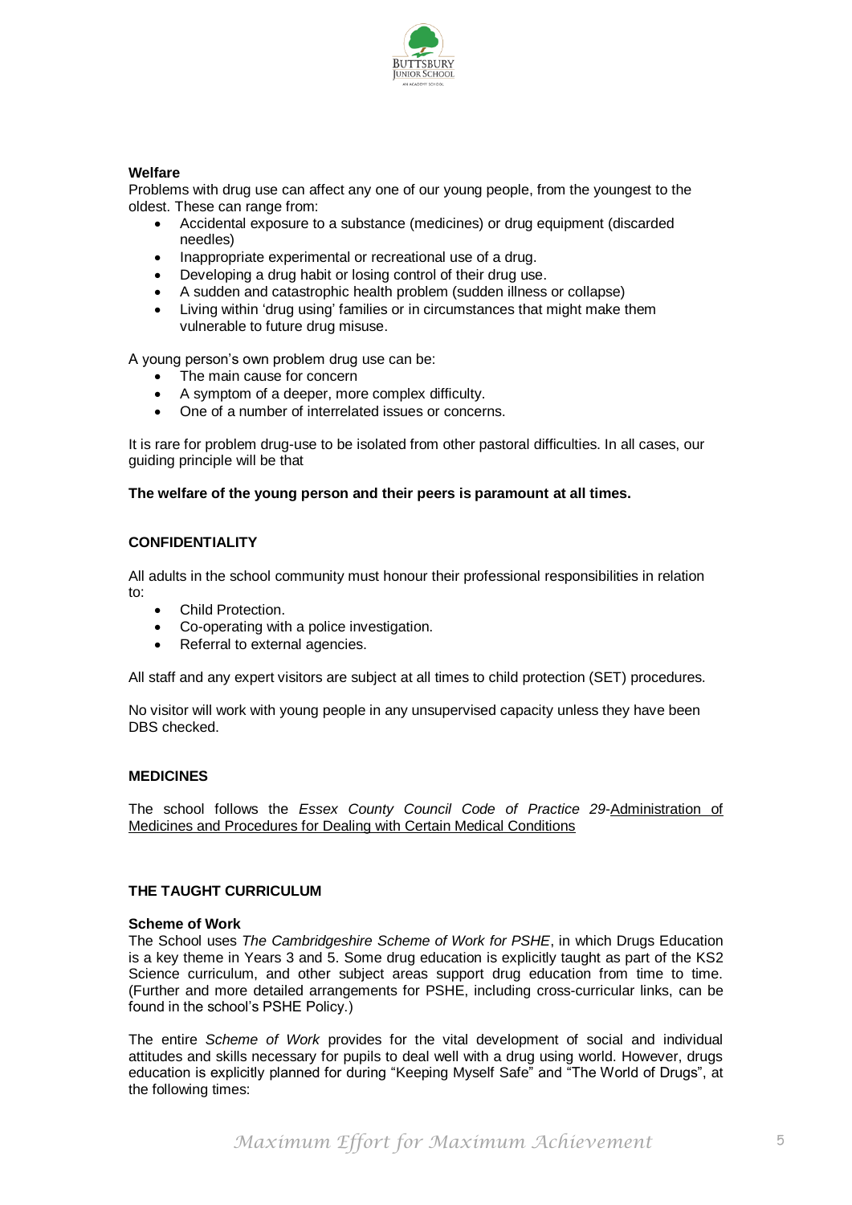**Welfare**

Problems with drug use can affect any one of our young people, from the youngest to the oldest. These can range from:

- Accidental exposure to a substance (medicines) or drug equipment (discarded needles)
- Inappropriate experimental or recreational use of a drug.
- Developing a drug habit or losing control of their drug use.
- A sudden and catastrophic health problem (sudden illness or collapse)
- Living within 'drug using' families or in circumstances that might make them vulnerable to future drug misuse.

A young person's own problem drug use can be:

- The main cause for concern
- A symptom of a deeper, more complex difficulty.
- One of a number of interrelated issues or concerns.

It is rare for problem drug-use to be isolated from other pastoral difficulties. In all cases, our guiding principle will be that

**The welfare of the young person and their peers is paramount at all times.**

## CONFIDENTIALITY

All adults in the school community must honour their professional responsibilities in relation to:

- Child Protection.
- Co-operating with a police investigation.
- Referral to external agencies.

All staff and any expert visitors are subject at all times to child protection (SET) procedures.

No visitor will work with young people in any unsupervised capacity unless they have been DBS checked.

## MEDICINES

The school follows the *Essex County Council Code of Practice 29*-Administration of Medicines and Procedures for Dealing with Certain Medical Conditions

## THE TAUGHT CURRICULUM

**Scheme of Work**

The School uses *The Cambridgeshire Scheme of Work for PSHE*, in which Drugs Education is a key theme in Years 3 and 5. Some drug education is explicitly taught as part of the KS2 Science curriculum, and other subject areas support drug education from time to time. (Further and more detailed arrangements for PSHE, including cross-curricular links, can be found in the school's PSHE Policy.)

The entire *Scheme of Work* provides for the vital development of social and individual attitudes and skills necessary for pupils to deal well with a drug using world. However, drugs education is explicitly planned for during "Keeping Myself Safe" and "The World of Drugs", at the following times: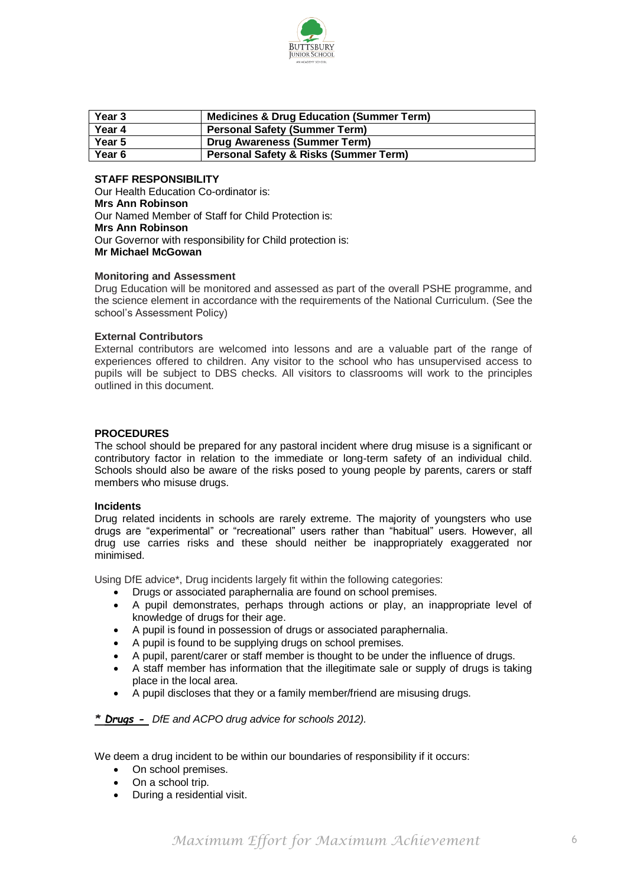| Year 3 | Medicines & Drug Education (Summer Term) |
|---|---|
| Year 4 | Personal Safety (Summer Term) |
| Year 5 | Drug Awareness (Summer Term) |
| Year 6 | Personal Safety & Risks (Summer Term) |

**STAFF RESPONSIBILITY**

Our Health Education Co-ordinator is:
**Mrs Ann Robinson**
Our Named Member of Staff for Child Protection is:
**Mrs Ann Robinson**
Our Governor with responsibility for Child protection is:
**Mr Michael McGowan**

**Monitoring and Assessment**

Drug Education will be monitored and assessed as part of the overall PSHE programme, and the science element in accordance with the requirements of the National Curriculum. (See the school's Assessment Policy)

**External Contributors**

External contributors are welcomed into lessons and are a valuable part of the range of experiences offered to children. Any visitor to the school who has unsupervised access to pupils will be subject to DBS checks. All visitors to classrooms will work to the principles outlined in this document.

**PROCEDURES**

The school should be prepared for any pastoral incident where drug misuse is a significant or contributory factor in relation to the immediate or long-term safety of an individual child. Schools should also be aware of the risks posed to young people by parents, carers or staff members who misuse drugs.

**Incidents**

Drug related incidents in schools are rarely extreme. The majority of youngsters who use drugs are "experimental" or "recreational" users rather than "habitual" users. However, all drug use carries risks and these should neither be inappropriately exaggerated nor minimised.

Using DfE advice*, Drug incidents largely fit within the following categories:

- Drugs or associated paraphernalia are found on school premises.
- A pupil demonstrates, perhaps through actions or play, an inappropriate level of knowledge of drugs for their age.
- A pupil is found in possession of drugs or associated paraphernalia.
- A pupil is found to be supplying drugs on school premises.
- A pupil, parent/carer or staff member is thought to be under the influence of drugs.
- A staff member has information that the illegitimate sale or supply of drugs is taking place in the local area.
- A pupil discloses that they or a family member/friend are misusing drugs.

***Drugs -*** *DfE and ACPO drug advice for schools 2012).*

We deem a drug incident to be within our boundaries of responsibility if it occurs:

- On school premises.
- On a school trip.
- During a residential visit.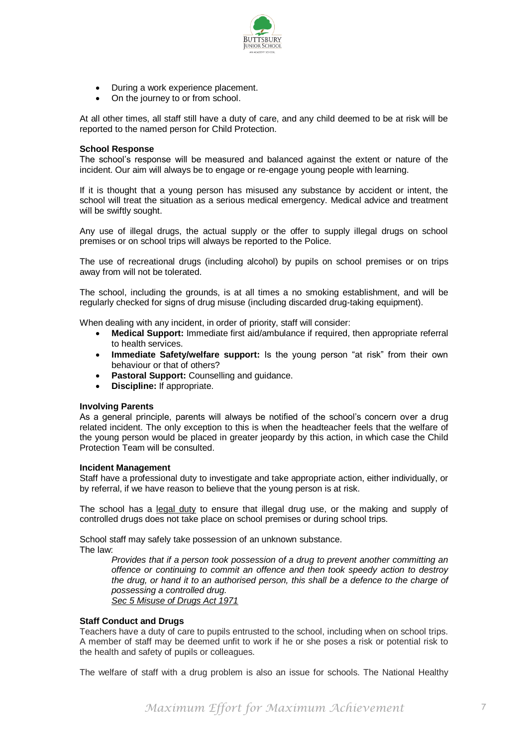- During a work experience placement.
- On the journey to or from school.

At all other times, all staff still have a duty of care, and any child deemed to be at risk will be reported to the named person for Child Protection.

**School Response**

The school's response will be measured and balanced against the extent or nature of the incident. Our aim will always be to engage or re-engage young people with learning.

If it is thought that a young person has misused any substance by accident or intent, the school will treat the situation as a serious medical emergency. Medical advice and treatment will be swiftly sought.

Any use of illegal drugs, the actual supply or the offer to supply illegal drugs on school premises or on school trips will always be reported to the Police.

The use of recreational drugs (including alcohol) by pupils on school premises or on trips away from will not be tolerated.

The school, including the grounds, is at all times a no smoking establishment, and will be regularly checked for signs of drug misuse (including discarded drug-taking equipment).

When dealing with any incident, in order of priority, staff will consider:

- **Medical Support:** Immediate first aid/ambulance if required, then appropriate referral to health services.
- **Immediate Safety/welfare support:** Is the young person "at risk" from their own behaviour or that of others?
- **Pastoral Support:** Counselling and guidance.
- **Discipline:** If appropriate.

**Involving Parents**

As a general principle, parents will always be notified of the school's concern over a drug related incident. The only exception to this is when the headteacher feels that the welfare of the young person would be placed in greater jeopardy by this action, in which case the Child Protection Team will be consulted.

**Incident Management**

Staff have a professional duty to investigate and take appropriate action, either individually, or by referral, if we have reason to believe that the young person is at risk.

The school has a legal duty to ensure that illegal drug use, or the making and supply of controlled drugs does not take place on school premises or during school trips.

School staff may safely take possession of an unknown substance.
The law:

> *Provides that if a person took possession of a drug to prevent another committing an offence or continuing to commit an offence and then took speedy action to destroy the drug, or hand it to an authorised person, this shall be a defence to the charge of possessing a controlled drug.*
> *Sec 5 Misuse of Drugs Act 1971*

**Staff Conduct and Drugs**

Teachers have a duty of care to pupils entrusted to the school, including when on school trips. A member of staff may be deemed unfit to work if he or she poses a risk or potential risk to the health and safety of pupils or colleagues.

The welfare of staff with a drug problem is also an issue for schools. The National Healthy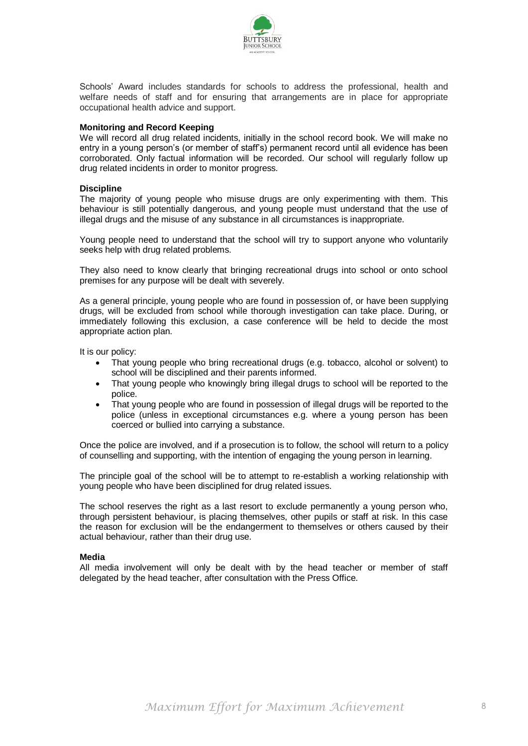Schools' Award includes standards for schools to address the professional, health and welfare needs of staff and for ensuring that arrangements are in place for appropriate occupational health advice and support.

**Monitoring and Record Keeping**
We will record all drug related incidents, initially in the school record book. We will make no entry in a young person's (or member of staff's) permanent record until all evidence has been corroborated. Only factual information will be recorded. Our school will regularly follow up drug related incidents in order to monitor progress.

**Discipline**
The majority of young people who misuse drugs are only experimenting with them. This behaviour is still potentially dangerous, and young people must understand that the use of illegal drugs and the misuse of any substance in all circumstances is inappropriate.

Young people need to understand that the school will try to support anyone who voluntarily seeks help with drug related problems.

They also need to know clearly that bringing recreational drugs into school or onto school premises for any purpose will be dealt with severely.

As a general principle, young people who are found in possession of, or have been supplying drugs, will be excluded from school while thorough investigation can take place. During, or immediately following this exclusion, a case conference will be held to decide the most appropriate action plan.

It is our policy:

- That young people who bring recreational drugs (e.g. tobacco, alcohol or solvent) to school will be disciplined and their parents informed.
- That young people who knowingly bring illegal drugs to school will be reported to the police.
- That young people who are found in possession of illegal drugs will be reported to the police (unless in exceptional circumstances e.g. where a young person has been coerced or bullied into carrying a substance.

Once the police are involved, and if a prosecution is to follow, the school will return to a policy of counselling and supporting, with the intention of engaging the young person in learning.

The principle goal of the school will be to attempt to re-establish a working relationship with young people who have been disciplined for drug related issues.

The school reserves the right as a last resort to exclude permanently a young person who, through persistent behaviour, is placing themselves, other pupils or staff at risk. In this case the reason for exclusion will be the endangerment to themselves or others caused by their actual behaviour, rather than their drug use.

**Media**
All media involvement will only be dealt with by the head teacher or member of staff delegated by the head teacher, after consultation with the Press Office.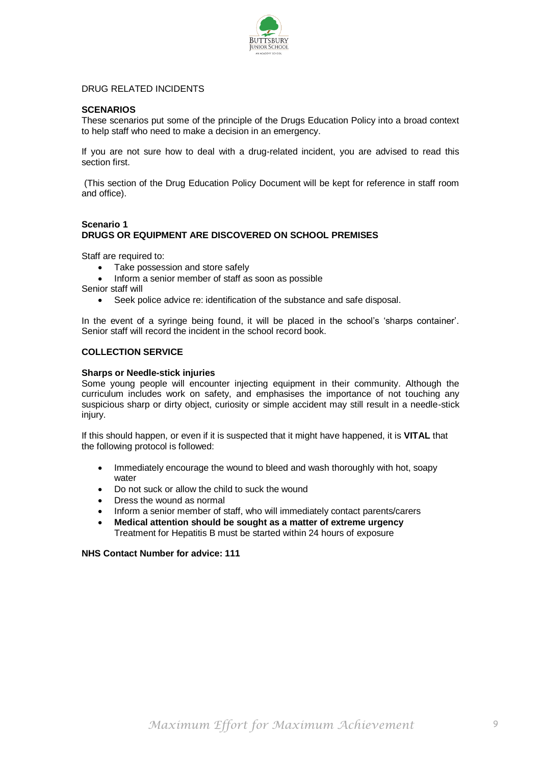DRUG RELATED INCIDENTS

**SCENARIOS**

These scenarios put some of the principle of the Drugs Education Policy into a broad context to help staff who need to make a decision in an emergency.

If you are not sure how to deal with a drug-related incident, you are advised to read this section first.

(This section of the Drug Education Policy Document will be kept for reference in staff room and office).

**Scenario 1**
**DRUGS OR EQUIPMENT ARE DISCOVERED ON SCHOOL PREMISES**

Staff are required to:

- Take possession and store safely
- Inform a senior member of staff as soon as possible

Senior staff will

- Seek police advice re: identification of the substance and safe disposal.

In the event of a syringe being found, it will be placed in the school's 'sharps container'. Senior staff will record the incident in the school record book.

**COLLECTION SERVICE**

**Sharps or Needle-stick injuries**

Some young people will encounter injecting equipment in their community. Although the curriculum includes work on safety, and emphasises the importance of not touching any suspicious sharp or dirty object, curiosity or simple accident may still result in a needle-stick injury.

If this should happen, or even if it is suspected that it might have happened, it is **VITAL** that the following protocol is followed:

- Immediately encourage the wound to bleed and wash thoroughly with hot, soapy water
- Do not suck or allow the child to suck the wound
- Dress the wound as normal
- Inform a senior member of staff, who will immediately contact parents/carers
- **Medical attention should be sought as a matter of extreme urgency**
  Treatment for Hepatitis B must be started within 24 hours of exposure

**NHS Contact Number for advice: 111**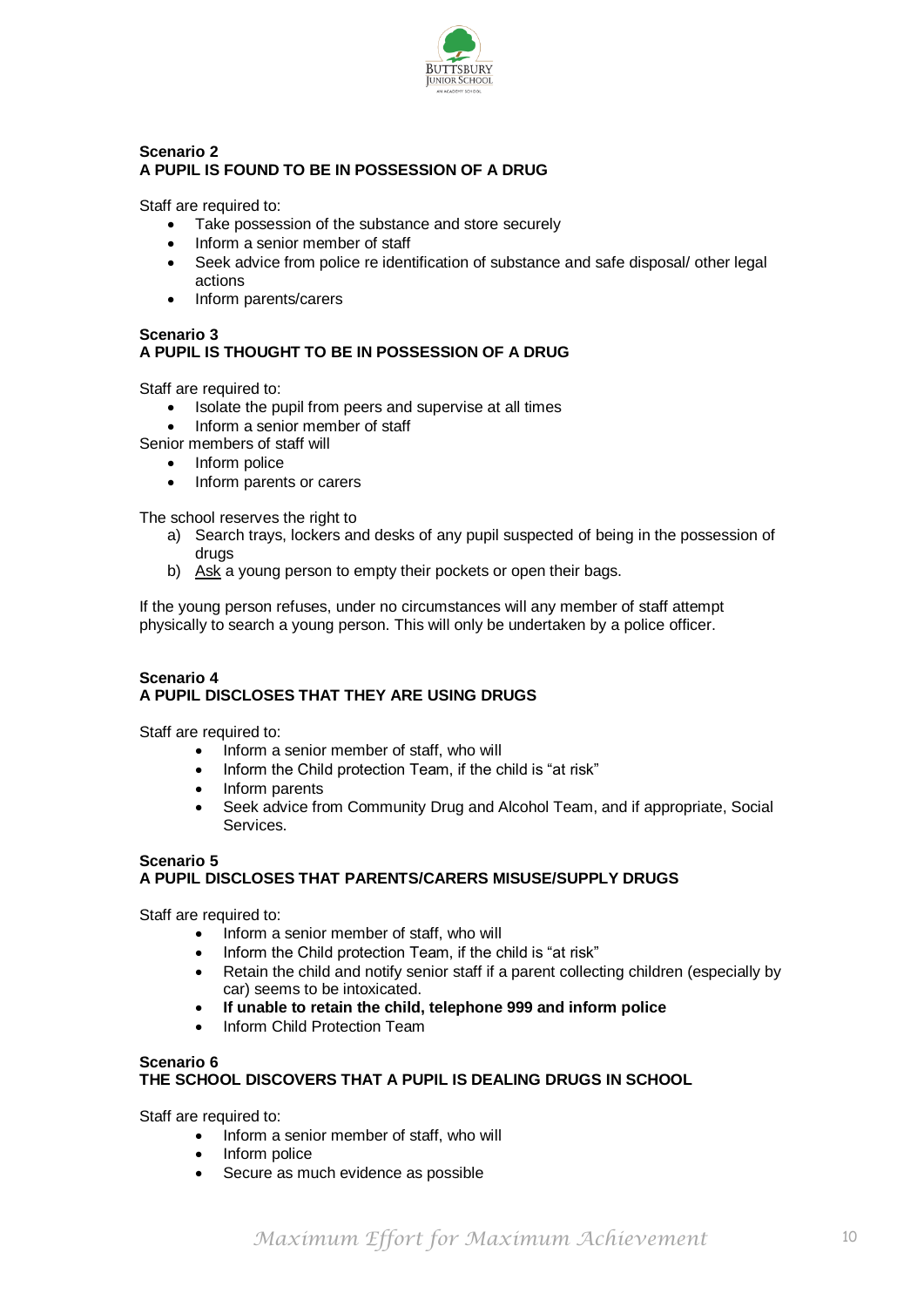**Scenario 2**
**A PUPIL IS FOUND TO BE IN POSSESSION OF A DRUG**

Staff are required to:

- Take possession of the substance and store securely
- Inform a senior member of staff
- Seek advice from police re identification of substance and safe disposal/ other legal actions
- Inform parents/carers

**Scenario 3**
**A PUPIL IS THOUGHT TO BE IN POSSESSION OF A DRUG**

Staff are required to:

- Isolate the pupil from peers and supervise at all times
- Inform a senior member of staff

Senior members of staff will

- Inform police
- Inform parents or carers

The school reserves the right to

a) Search trays, lockers and desks of any pupil suspected of being in the possession of drugs
b) Ask a young person to empty their pockets or open their bags.

If the young person refuses, under no circumstances will any member of staff attempt physically to search a young person. This will only be undertaken by a police officer.

**Scenario 4**
**A PUPIL DISCLOSES THAT THEY ARE USING DRUGS**

Staff are required to:

- Inform a senior member of staff, who will
- Inform the Child protection Team, if the child is "at risk"
- Inform parents
- Seek advice from Community Drug and Alcohol Team, and if appropriate, Social Services.

**Scenario 5**
**A PUPIL DISCLOSES THAT PARENTS/CARERS MISUSE/SUPPLY DRUGS**

Staff are required to:

- Inform a senior member of staff, who will
- Inform the Child protection Team, if the child is "at risk"
- Retain the child and notify senior staff if a parent collecting children (especially by car) seems to be intoxicated.
- **If unable to retain the child, telephone 999 and inform police**
- Inform Child Protection Team

**Scenario 6**
**THE SCHOOL DISCOVERS THAT A PUPIL IS DEALING DRUGS IN SCHOOL**

Staff are required to:

- Inform a senior member of staff, who will
- Inform police
- Secure as much evidence as possible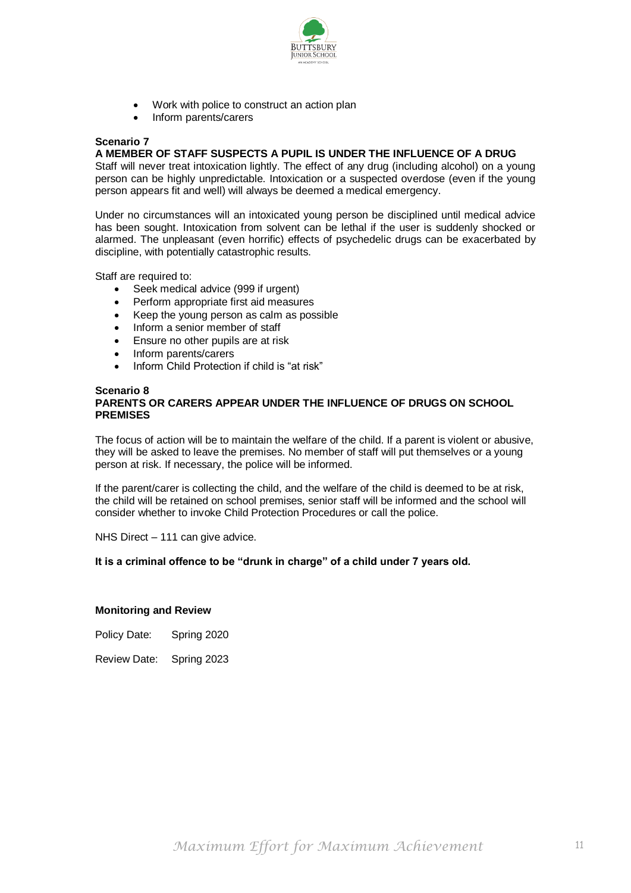- Work with police to construct an action plan
- Inform parents/carers

**Scenario 7**

**A MEMBER OF STAFF SUSPECTS A PUPIL IS UNDER THE INFLUENCE OF A DRUG**

Staff will never treat intoxication lightly. The effect of any drug (including alcohol) on a young person can be highly unpredictable. Intoxication or a suspected overdose (even if the young person appears fit and well) will always be deemed a medical emergency.

Under no circumstances will an intoxicated young person be disciplined until medical advice has been sought. Intoxication from solvent can be lethal if the user is suddenly shocked or alarmed. The unpleasant (even horrific) effects of psychedelic drugs can be exacerbated by discipline, with potentially catastrophic results.

Staff are required to:

- Seek medical advice (999 if urgent)
- Perform appropriate first aid measures
- Keep the young person as calm as possible
- Inform a senior member of staff
- Ensure no other pupils are at risk
- Inform parents/carers
- Inform Child Protection if child is "at risk"

**Scenario 8**

**PARENTS OR CARERS APPEAR UNDER THE INFLUENCE OF DRUGS ON SCHOOL PREMISES**

The focus of action will be to maintain the welfare of the child. If a parent is violent or abusive, they will be asked to leave the premises. No member of staff will put themselves or a young person at risk. If necessary, the police will be informed.

If the parent/carer is collecting the child, and the welfare of the child is deemed to be at risk, the child will be retained on school premises, senior staff will be informed and the school will consider whether to invoke Child Protection Procedures or call the police.

NHS Direct – 111 can give advice.

**It is a criminal offence to be "drunk in charge" of a child under 7 years old.**

**Monitoring and Review**

Policy Date: Spring 2020

Review Date: Spring 2023